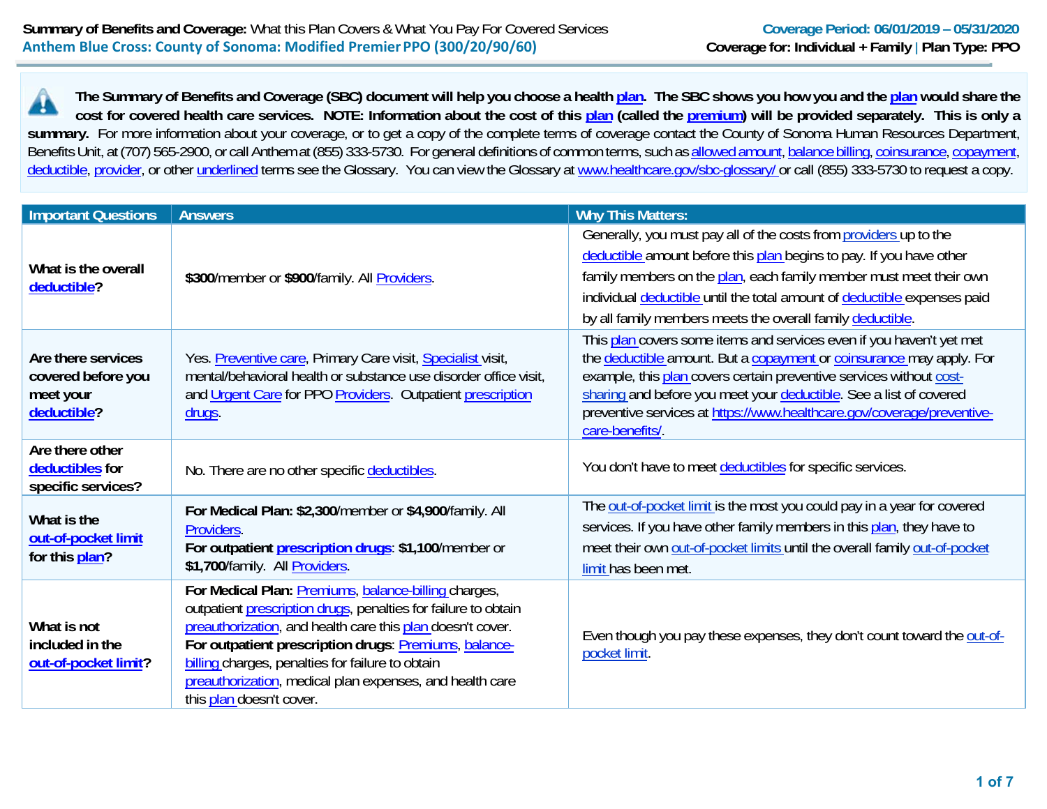**Summary of Benefits and Coverage:** What this Plan Covers & What You Pay For Covered Services
**Anthem Blue Cross: County of Sonoma: Modified Premier PPO (300/20/90/60)**

**Coverage Period: 06/01/2019 – 05/31/2020**
**Coverage for: Individual + Family | Plan Type: PPO**

**The Summary of Benefits and Coverage (SBC) document will help you choose a health plan. The SBC shows you how you and the plan would share the cost for covered health care services. NOTE: Information about the cost of this plan (called the premium) will be provided separately. This is only a summary.** For more information about your coverage, or to get a copy of the complete terms of coverage contact the County of Sonoma Human Resources Department, Benefits Unit, at (707) 565-2900, or call Anthem at (855) 333-5730. For general definitions of common terms, such as allowed amount, balance billing, coinsurance, copayment, deductible, provider, or other underlined terms see the Glossary. You can view the Glossary at www.healthcare.gov/sbc-glossary/ or call (855) 333-5730 to request a copy.

| Important Questions | Answers | Why This Matters: |
|---|---|---|
| **What is the overall deductible?** | **$300**/member or **$900**/family. All Providers. | Generally, you must pay all of the costs from providers up to the deductible amount before this plan begins to pay. If you have other family members on the plan, each family member must meet their own individual deductible until the total amount of deductible expenses paid by all family members meets the overall family deductible. |
| **Are there services covered before you meet your deductible?** | Yes. Preventive care, Primary Care visit, Specialist visit, mental/behavioral health or substance use disorder office visit, and Urgent Care for PPO Providers. Outpatient prescription drugs. | This plan covers some items and services even if you haven't yet met the deductible amount. But a copayment or coinsurance may apply. For example, this plan covers certain preventive services without cost-sharing and before you meet your deductible. See a list of covered preventive services at https://www.healthcare.gov/coverage/preventive-care-benefits/. |
| **Are there other deductibles for specific services?** | No. There are no other specific deductibles. | You don't have to meet deductibles for specific services. |
| **What is the out-of-pocket limit for this plan?** | **For Medical Plan: $2,300**/member or **$4,900**/family. All Providers.<br>**For outpatient prescription drugs: $1,100**/member or **$1,700**/family. All Providers. | The out-of-pocket limit is the most you could pay in a year for covered services. If you have other family members in this plan, they have to meet their own out-of-pocket limits until the overall family out-of-pocket limit has been met. |
| **What is not included in the out-of-pocket limit?** | **For Medical Plan:** Premiums, balance-billing charges, outpatient prescription drugs, penalties for failure to obtain preauthorization, and health care this plan doesn't cover.<br>**For outpatient prescription drugs**: Premiums, balance-billing charges, penalties for failure to obtain preauthorization, medical plan expenses, and health care this plan doesn't cover. | Even though you pay these expenses, they don't count toward the out-of-pocket limit. |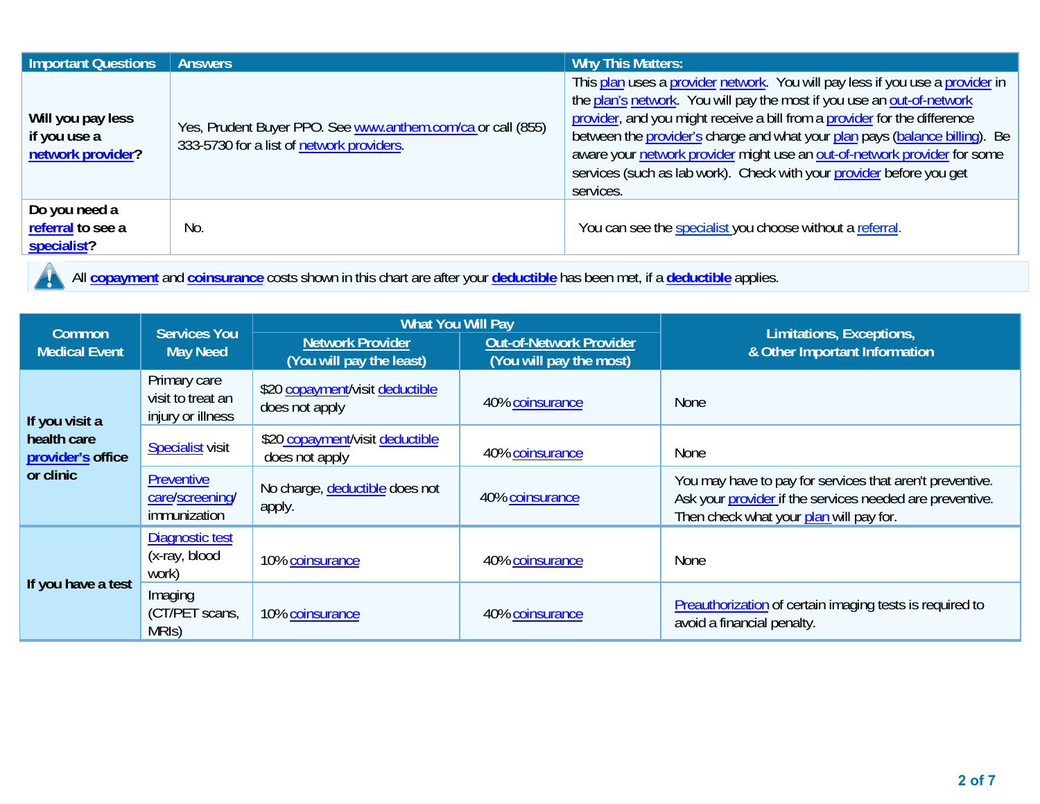| Important Questions | Answers | Why This Matters: |
|---|---|---|
| **Will you pay less if you use a network provider?** | Yes, Prudent Buyer PPO. See www.anthem.com/ca or call (855) 333-5730 for a list of network providers. | This plan uses a provider network. You will pay less if you use a provider in the plan's network. You will pay the most if you use an out-of-network provider, and you might receive a bill from a provider for the difference between the provider's charge and what your plan pays (balance billing). Be aware your network provider might use an out-of-network provider for some services (such as lab work). Check with your provider before you get services. |
| **Do you need a referral to see a specialist?** | No. | You can see the specialist you choose without a referral. |

All **copayment** and **coinsurance** costs shown in this chart are after your **deductible** has been met, if a **deductible** applies.

| Common Medical Event | Services You May Need | What You Will Pay | | Limitations, Exceptions, & Other Important Information |
|---|---|---|---|---|
| | | Network Provider (You will pay the least) | Out-of-Network Provider (You will pay the most) | |
| **If you visit a health care provider's office or clinic** | Primary care visit to treat an injury or illness | $20 copayment/visit deductible does not apply | 40% coinsurance | None |
| | Specialist visit | $20 copayment/visit deductible does not apply | 40% coinsurance | None |
| | Preventive care/screening/ immunization | No charge, deductible does not apply. | 40% coinsurance | You may have to pay for services that aren't preventive. Ask your provider if the services needed are preventive. Then check what your plan will pay for. |
| **If you have a test** | Diagnostic test (x-ray, blood work) | 10% coinsurance | 40% coinsurance | None |
| | Imaging (CT/PET scans, MRIs) | 10% coinsurance | 40% coinsurance | Preauthorization of certain imaging tests is required to avoid a financial penalty. |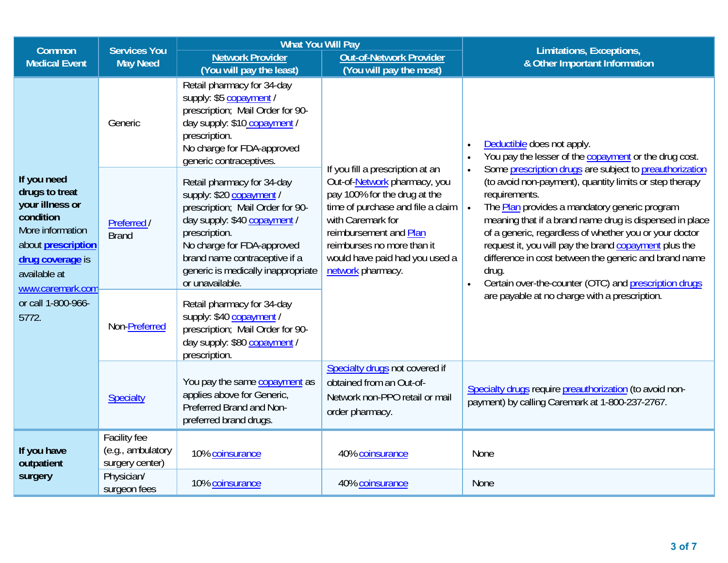| Common Medical Event | Services You May Need | What You Will Pay | | Limitations, Exceptions, & Other Important Information |
|---|---|---|---|---|
| | | Network Provider (You will pay the least) | Out-of-Network Provider (You will pay the most) | |
| **If you need drugs to treat your illness or condition** More information about **prescription drug coverage** is available at www.caremark.com or call 1-800-966-5772. | Generic | Retail pharmacy for 34-day supply: $5 copayment / prescription; Mail Order for 90-day supply: $10 copayment / prescription. No charge for FDA-approved generic contraceptives. | If you fill a prescription at an Out-of-Network pharmacy, you pay 100% for the drug at the time of purchase and file a claim with Caremark for reimbursement and Plan reimburses no more than it would have paid had you used a network pharmacy. | • Deductible does not apply. • You pay the lesser of the copayment or the drug cost. • Some prescription drugs are subject to preauthorization (to avoid non-payment), quantity limits or step therapy requirements. • The Plan provides a mandatory generic program meaning that if a brand name drug is dispensed in place of a generic, regardless of whether you or your doctor request it, you will pay the brand copayment plus the difference in cost between the generic and brand name drug. • Certain over-the-counter (OTC) and prescription drugs are payable at no charge with a prescription. |
| | Preferred / Brand | Retail pharmacy for 34-day supply: $20 copayment / prescription; Mail Order for 90-day supply: $40 copayment / prescription. No charge for FDA-approved brand name contraceptive if a generic is medically inappropriate or unavailable. | | |
| | Non-Preferred | Retail pharmacy for 34-day supply: $40 copayment / prescription; Mail Order for 90-day supply: $80 copayment / prescription. | | |
| | Specialty | You pay the same copayment as applies above for Generic, Preferred Brand and Non-preferred brand drugs. | Specialty drugs not covered if obtained from an Out-of-Network non-PPO retail or mail order pharmacy. | Specialty drugs require preauthorization (to avoid non-payment) by calling Caremark at 1-800-237-2767. |
| **If you have outpatient surgery** | Facility fee (e.g., ambulatory surgery center) | 10% coinsurance | 40% coinsurance | None |
| | Physician/ surgeon fees | 10% coinsurance | 40% coinsurance | None |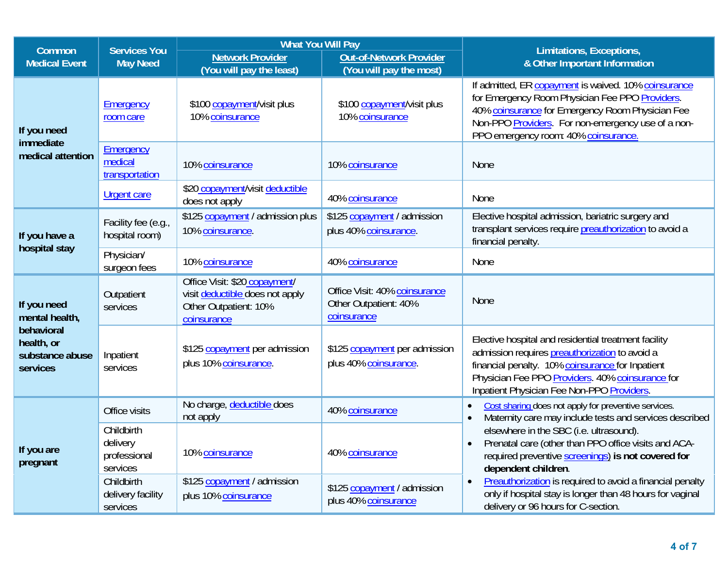| Common Medical Event | Services You May Need | What You Will Pay | | Limitations, Exceptions, & Other Important Information |
|---|---|---|---|---|
| | | Network Provider (You will pay the least) | Out-of-Network Provider (You will pay the most) | |
| If you need immediate medical attention | Emergency room care | $100 copayment/visit plus 10% coinsurance | $100 copayment/visit plus 10% coinsurance | If admitted, ER copayment is waived. 10% coinsurance for Emergency Room Physician Fee PPO Providers. 40% coinsurance for Emergency Room Physician Fee Non-PPO Providers. For non-emergency use of a non-PPO emergency room: 40% coinsurance. |
| | Emergency medical transportation | 10% coinsurance | 10% coinsurance | None |
| | Urgent care | $20 copayment/visit deductible does not apply | 40% coinsurance | None |
| If you have a hospital stay | Facility fee (e.g., hospital room) | $125 copayment / admission plus 10% coinsurance. | $125 copayment / admission plus 40% coinsurance. | Elective hospital admission, bariatric surgery and transplant services require preauthorization to avoid a financial penalty. |
| | Physician/ surgeon fees | 10% coinsurance | 40% coinsurance | None |
| If you need mental health, behavioral health, or substance abuse services | Outpatient services | Office Visit: $20 copayment/ visit deductible does not apply<br>Other Outpatient: 10% coinsurance | Office Visit: 40% coinsurance<br>Other Outpatient: 40% coinsurance | None |
| | Inpatient services | $125 copayment per admission plus 10% coinsurance. | $125 copayment per admission plus 40% coinsurance. | Elective hospital and residential treatment facility admission requires preauthorization to avoid a financial penalty. 10% coinsurance for Inpatient Physician Fee PPO Providers. 40% coinsurance for Inpatient Physician Fee Non-PPO Providers. |
| If you are pregnant | Office visits | No charge, deductible does not apply | 40% coinsurance | • Cost sharing does not apply for preventive services.<br>• Maternity care may include tests and services described elsewhere in the SBC (i.e. ultrasound).<br>• Prenatal care (other than PPO office visits and ACA-required preventive screenings) **is not covered for dependent children**.<br>• Preauthorization is required to avoid a financial penalty only if hospital stay is longer than 48 hours for vaginal delivery or 96 hours for C-section. |
| | Childbirth delivery professional services | 10% coinsurance | 40% coinsurance | |
| | Childbirth delivery facility services | $125 copayment / admission plus 10% coinsurance | $125 copayment / admission plus 40% coinsurance | |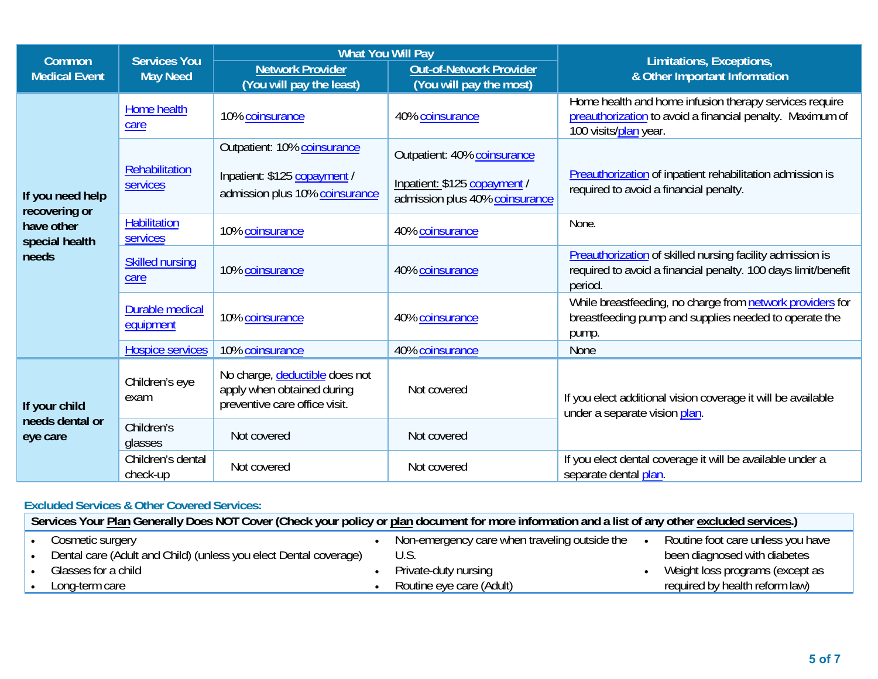| Common Medical Event | Services You May Need | What You Will Pay | | Limitations, Exceptions, & Other Important Information |
|---|---|---|---|---|
| | | Network Provider (You will pay the least) | Out-of-Network Provider (You will pay the most) | |
| If you need help recovering or have other special health needs | Home health care | 10% coinsurance | 40% coinsurance | Home health and home infusion therapy services require preauthorization to avoid a financial penalty. Maximum of 100 visits/plan year. |
| | Rehabilitation services | Outpatient: 10% coinsurance<br><br>Inpatient: $125 copayment / admission plus 10% coinsurance | Outpatient: 40% coinsurance<br><br>Inpatient: $125 copayment / admission plus 40% coinsurance | Preauthorization of inpatient rehabilitation admission is required to avoid a financial penalty. |
| | Habilitation services | 10% coinsurance | 40% coinsurance | None. |
| | Skilled nursing care | 10% coinsurance | 40% coinsurance | Preauthorization of skilled nursing facility admission is required to avoid a financial penalty. 100 days limit/benefit period. |
| | Durable medical equipment | 10% coinsurance | 40% coinsurance | While breastfeeding, no charge from network providers for breastfeeding pump and supplies needed to operate the pump. |
| | Hospice services | 10% coinsurance | 40% coinsurance | None |
| If your child needs dental or eye care | Children's eye exam | No charge, deductible does not apply when obtained during preventive care office visit. | Not covered | If you elect additional vision coverage it will be available under a separate vision plan. |
| | Children's glasses | Not covered | Not covered | |
| | Children's dental check-up | Not covered | Not covered | If you elect dental coverage it will be available under a separate dental plan. |

## Excluded Services & Other Covered Services:

**Services Your Plan Generally Does NOT Cover (Check your policy or plan document for more information and a list of any other excluded services.)**

- Cosmetic surgery
- Dental care (Adult and Child) (unless you elect Dental coverage)
- Glasses for a child
- Long-term care
- Non-emergency care when traveling outside the U.S.
- Private-duty nursing
- Routine eye care (Adult)
- Routine foot care unless you have been diagnosed with diabetes
- Weight loss programs (except as required by health reform law)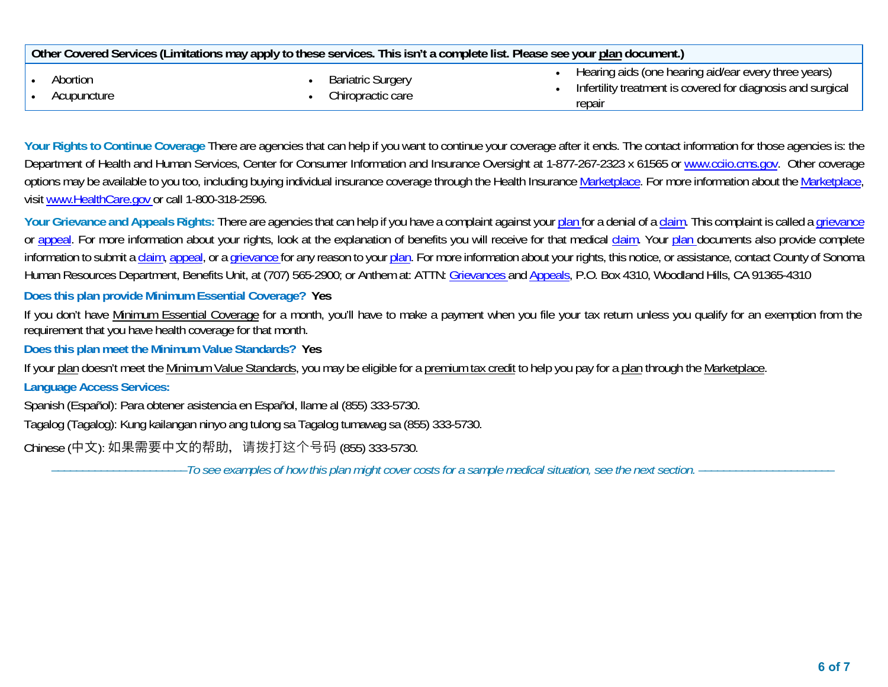| Other Covered Services (Limitations may apply to these services. This isn't a complete list. Please see your plan document.) | | |
|---|---|---|
| • Abortion<br>• Acupuncture | • Bariatric Surgery<br>• Chiropractic care | • Hearing aids (one hearing aid/ear every three years)<br>• Infertility treatment is covered for diagnosis and surgical repair |

**Your Rights to Continue Coverage** There are agencies that can help if you want to continue your coverage after it ends. The contact information for those agencies is: the Department of Health and Human Services, Center for Consumer Information and Insurance Oversight at 1-877-267-2323 x 61565 or www.cciio.cms.gov. Other coverage options may be available to you too, including buying individual insurance coverage through the Health Insurance Marketplace. For more information about the Marketplace, visit www.HealthCare.gov or call 1-800-318-2596.

**Your Grievance and Appeals Rights:** There are agencies that can help if you have a complaint against your plan for a denial of a claim. This complaint is called a grievance or appeal. For more information about your rights, look at the explanation of benefits you will receive for that medical claim. Your plan documents also provide complete information to submit a claim, appeal, or a grievance for any reason to your plan. For more information about your rights, this notice, or assistance, contact County of Sonoma Human Resources Department, Benefits Unit, at (707) 565-2900; or Anthem at: ATTN: Grievances and Appeals, P.O. Box 4310, Woodland Hills, CA 91365-4310

**Does this plan provide Minimum Essential Coverage? Yes**

If you don't have Minimum Essential Coverage for a month, you'll have to make a payment when you file your tax return unless you qualify for an exemption from the requirement that you have health coverage for that month.

**Does this plan meet the Minimum Value Standards? Yes**

If your plan doesn't meet the Minimum Value Standards, you may be eligible for a premium tax credit to help you pay for a plan through the Marketplace.

**Language Access Services:**

Spanish (Español): Para obtener asistencia en Español, llame al (855) 333-5730.

Tagalog (Tagalog): Kung kailangan ninyo ang tulong sa Tagalog tumawag sa (855) 333-5730.

Chinese (中文): 如果需要中文的帮助，请拨打这个号码 (855) 333-5730.

*——————————To see examples of how this plan might cover costs for a sample medical situation, see the next section. ——————————*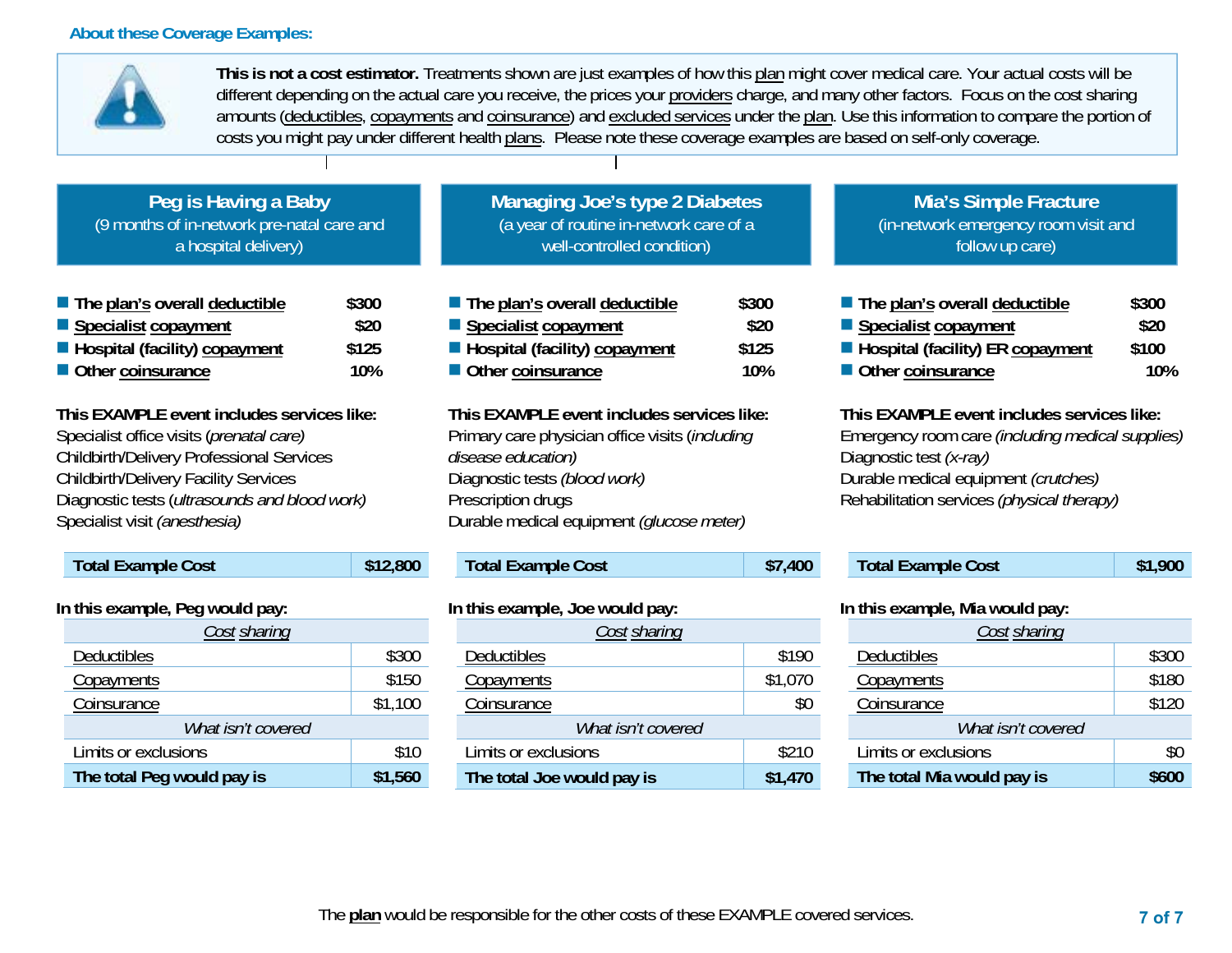## About these Coverage Examples:

**This is not a cost estimator.** Treatments shown are just examples of how this plan might cover medical care. Your actual costs will be different depending on the actual care you receive, the prices your providers charge, and many other factors. Focus on the cost sharing amounts (deductibles, copayments and coinsurance) and excluded services under the plan. Use this information to compare the portion of costs you might pay under different health plans. Please note these coverage examples are based on self-only coverage.

### Peg is Having a Baby
(9 months of in-network pre-natal care and a hospital delivery)

- **The plan's overall deductible** $300
- **Specialist copayment** $20
- **Hospital (facility) copayment** $125
- **Other coinsurance** 10%

**This EXAMPLE event includes services like:**
Specialist office visits (*prenatal care)*
Childbirth/Delivery Professional Services
Childbirth/Delivery Facility Services
Diagnostic tests (*ultrasounds and blood work)*
Specialist visit *(anesthesia)*

| **Total Example Cost** | **$12,800** |
|---|---|

**In this example, Peg would pay:**

| *Cost sharing* | |
|---|---|
| Deductibles | $300 |
| Copayments | $150 |
| Coinsurance | $1,100 |
| *What isn't covered* | |
| Limits or exclusions | $10 |
| **The total Peg would pay is** | **$1,560** |

### Managing Joe's type 2 Diabetes
(a year of routine in-network care of a well-controlled condition)

- **The plan's overall deductible** $300
- **Specialist copayment** $20
- **Hospital (facility) copayment** $125
- **Other coinsurance** 10%

**This EXAMPLE event includes services like:**
Primary care physician office visits (*including disease education)*
Diagnostic tests *(blood work)*
Prescription drugs
Durable medical equipment *(glucose meter)*

| **Total Example Cost** | **$7,400** |
|---|---|

**In this example, Joe would pay:**

| *Cost sharing* | |
|---|---|
| Deductibles | $190 |
| Copayments | $1,070 |
| Coinsurance | $0 |
| *What isn't covered* | |
| Limits or exclusions | $210 |
| **The total Joe would pay is** | **$1,470** |

### Mia's Simple Fracture
(in-network emergency room visit and follow up care)

- **The plan's overall deductible** $300
- **Specialist copayment** $20
- **Hospital (facility) ER copayment** $100
- **Other coinsurance** 10%

**This EXAMPLE event includes services like:**
Emergency room care *(including medical supplies)*
Diagnostic test *(x-ray)*
Durable medical equipment *(crutches)*
Rehabilitation services *(physical therapy)*

| **Total Example Cost** | **$1,900** |
|---|---|

**In this example, Mia would pay:**

| *Cost sharing* | |
|---|---|
| Deductibles | $300 |
| Copayments | $180 |
| Coinsurance | $120 |
| *What isn't covered* | |
| Limits or exclusions | $0 |
| **The total Mia would pay is** | **$600** |

The **plan** would be responsible for the other costs of these EXAMPLE covered services.